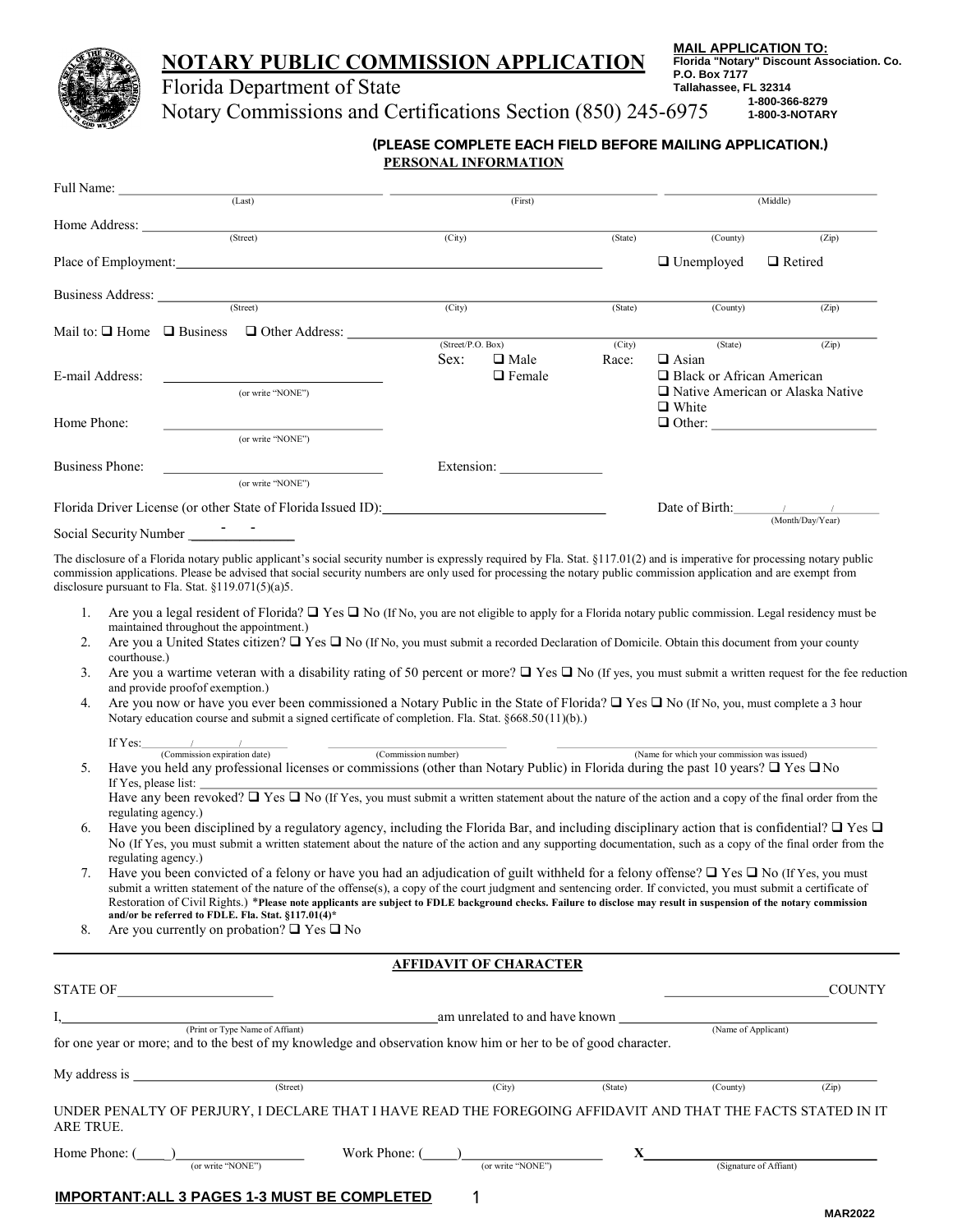# NOTARY PUBLIC COMMISSION APPLICATION

Florida Department of State

Notary Commissions and Certifications Section (850) 245-6975

**MAIL APPLICATION TO:**
**Florida "Notary" Discount Association. Co.**
**P.O. Box 7177**
**Tallahassee, FL 32314**
**1-800-366-8279**
**1-800-3-NOTARY**

**(PLEASE COMPLETE EACH FIELD BEFORE MAILING APPLICATION.)**

## PERSONAL INFORMATION

Full Name: ______________________ (Last) ______________________ (First) ______________________ (Middle)

Home Address: ______________________ (Street) ______________________ (City) ______ (State) ______________ (County) ________ (Zip)

Place of Employment: ______________________________________ ❑ Unemployed ❑ Retired

Business Address: ______________________ (Street) ______________________ (City) ______ (State) ______________ (County) ________ (Zip)

Mail to: ❑ Home ❑ Business ❑ Other Address: ______________________ (Street/P.O. Box) ______ (City) ______ (State) ________ (Zip)

E-mail Address: ______________________ (or write "NONE")

Sex: ❑ Male ❑ Female

Race: ❑ Asian ❑ Black or African American ❑ Native American or Alaska Native ❑ White ❑ Other: ______________

Home Phone: ______________________ (or write "NONE")

Business Phone: ______________________ (or write "NONE") Extension: ____________

Florida Driver License (or other State of Florida Issued ID): ______________________

Date of Birth: ______/______/______ (Month/Day/Year)

Social Security Number ___-__-____

The disclosure of a Florida notary public applicant's social security number is expressly required by Fla. Stat. §117.01(2) and is imperative for processing notary public commission applications. Please be advised that social security numbers are only used for processing the notary public commission application and are exempt from disclosure pursuant to Fla. Stat. §119.071(5)(a)5.

1. Are you a legal resident of Florida? ❑ Yes ❑ No (If No, you are not eligible to apply for a Florida notary public commission. Legal residency must be maintained throughout the appointment.)
2. Are you a United States citizen? ❑ Yes ❑ No (If No, you must submit a recorded Declaration of Domicile. Obtain this document from your county courthouse.)
3. Are you a wartime veteran with a disability rating of 50 percent or more? ❑ Yes ❑ No (If yes, you must submit a written request for the fee reduction and provide proofof exemption.)
4. Are you now or have you ever been commissioned a Notary Public in the State of Florida? ❑ Yes ❑ No (If No, you, must complete a 3 hour Notary education course and submit a signed certificate of completion. Fla. Stat. §668.50 (11)(b).)

   If Yes: ______/______/______ (Commission expiration date) ______________ (Commission number) ______________________ (Name for which your commission was issued)
5. Have you held any professional licenses or commissions (other than Notary Public) in Florida during the past 10 years? ❑ Yes ❑ No

   If Yes, please list: ______________________________________________

   Have any been revoked? ❑ Yes ❑ No (If Yes, you must submit a written statement about the nature of the action and a copy of the final order from the regulating agency.)
6. Have you been disciplined by a regulatory agency, including the Florida Bar, and including disciplinary action that is confidential? ❑ Yes ❑ No (If Yes, you must submit a written statement about the nature of the action and any supporting documentation, such as a copy of the final order from the regulating agency.)
7. Have you been convicted of a felony or have you had an adjudication of guilt withheld for a felony offense? ❑ Yes ❑ No (If Yes, you must submit a written statement of the nature of the offense(s), a copy of the court judgment and sentencing order. If convicted, you must submit a certificate of Restoration of Civil Rights.) ***Please note applicants are subject to FDLE background checks. Failure to disclose may result in suspension of the notary commission and/or be referred to FDLE. Fla. Stat. §117.01(4)***
8. Are you currently on probation? ❑ Yes ❑ No

## AFFIDAVIT OF CHARACTER

STATE OF ______________________ ______________________ COUNTY

I, ______________________ (Print or Type Name of Affiant) am unrelated to and have known ______________________ (Name of Applicant) for one year or more; and to the best of my knowledge and observation know him or her to be of good character.

My address is ______________________ (Street) ______________ (City) ______ (State) ______________ (County) ________ (Zip)

UNDER PENALTY OF PERJURY, I DECLARE THAT I HAVE READ THE FOREGOING AFFIDAVIT AND THAT THE FACTS STATED IN IT ARE TRUE.

Home Phone: (____)______________ (or write "NONE") Work Phone: (____)______________ (or write "NONE") X______________________ (Signature of Affiant)

**IMPORTANT: ALL 3 PAGES 1-3 MUST BE COMPLETED**

MAR2022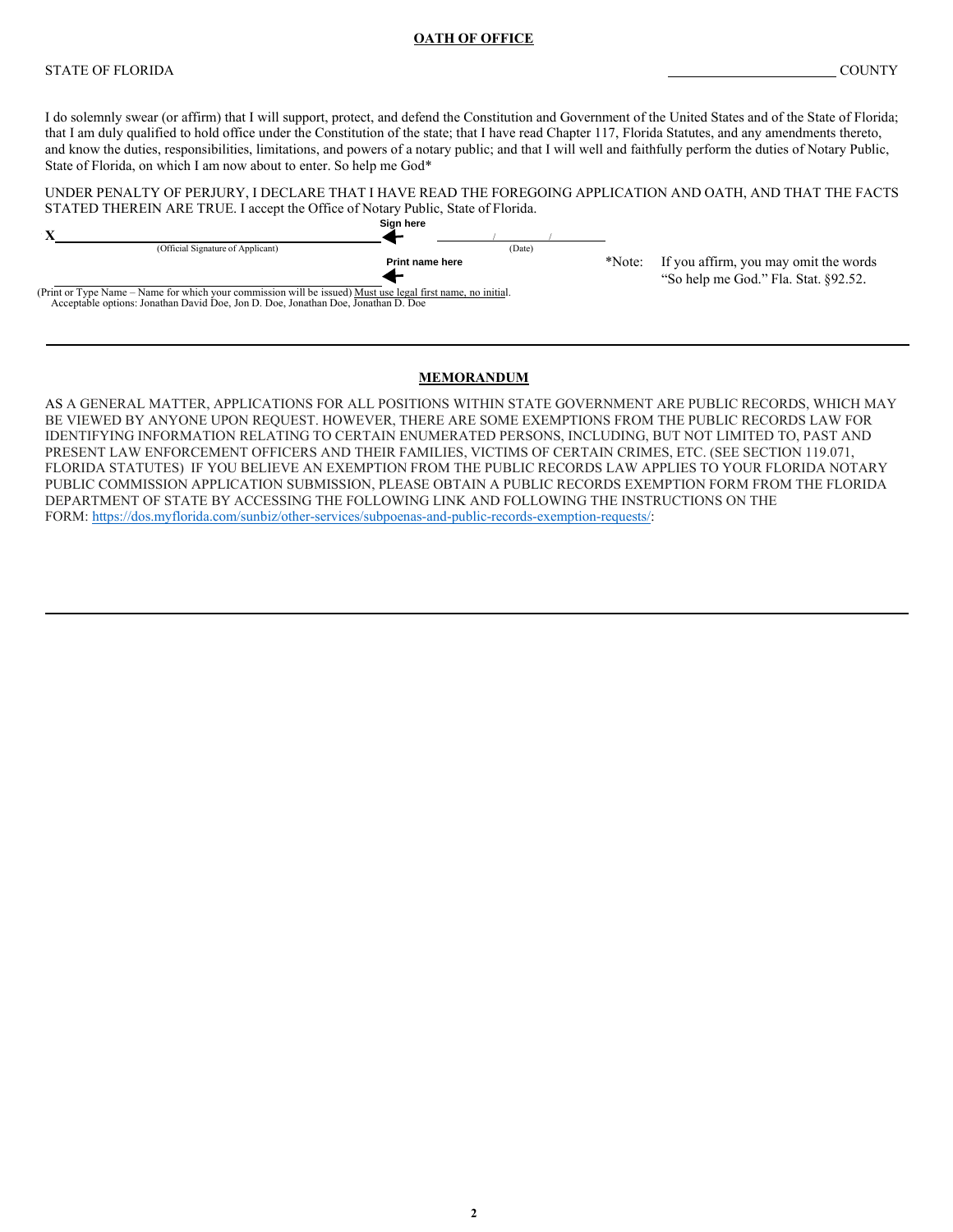## OATH OF OFFICE

STATE OF FLORIDA _______________________ COUNTY

I do solemnly swear (or affirm) that I will support, protect, and defend the Constitution and Government of the United States and of the State of Florida; that I am duly qualified to hold office under the Constitution of the state; that I have read Chapter 117, Florida Statutes, and any amendments thereto, and know the duties, responsibilities, limitations, and powers of a notary public; and that I will well and faithfully perform the duties of Notary Public, State of Florida, on which I am now about to enter. So help me God*

UNDER PENALTY OF PERJURY, I DECLARE THAT I HAVE READ THE FOREGOING APPLICATION AND OATH, AND THAT THE FACTS STATED THEREIN ARE TRUE. I accept the Office of Notary Public, State of Florida.

X_______________________________________ ← **Sign here** ______/______/______
(Official Signature of Applicant) (Date)

_______________________________________ ← **Print name here**
(Print or Type Name – Name for which your commission will be issued) Must use legal first name, no initial.
Acceptable options: Jonathan David Doe, Jon D. Doe, Jonathan Doe, Jonathan D. Doe

*Note: If you affirm, you may omit the words "So help me God." Fla. Stat. §92.52.

---

## MEMORANDUM

AS A GENERAL MATTER, APPLICATIONS FOR ALL POSITIONS WITHIN STATE GOVERNMENT ARE PUBLIC RECORDS, WHICH MAY BE VIEWED BY ANYONE UPON REQUEST. HOWEVER, THERE ARE SOME EXEMPTIONS FROM THE PUBLIC RECORDS LAW FOR IDENTIFYING INFORMATION RELATING TO CERTAIN ENUMERATED PERSONS, INCLUDING, BUT NOT LIMITED TO, PAST AND PRESENT LAW ENFORCEMENT OFFICERS AND THEIR FAMILIES, VICTIMS OF CERTAIN CRIMES, ETC. (SEE SECTION 119.071, FLORIDA STATUTES) IF YOU BELIEVE AN EXEMPTION FROM THE PUBLIC RECORDS LAW APPLIES TO YOUR FLORIDA NOTARY PUBLIC COMMISSION APPLICATION SUBMISSION, PLEASE OBTAIN A PUBLIC RECORDS EXEMPTION FORM FROM THE FLORIDA DEPARTMENT OF STATE BY ACCESSING THE FOLLOWING LINK AND FOLLOWING THE INSTRUCTIONS ON THE FORM: https://dos.myflorida.com/sunbiz/other-services/subpoenas-and-public-records-exemption-requests/:

---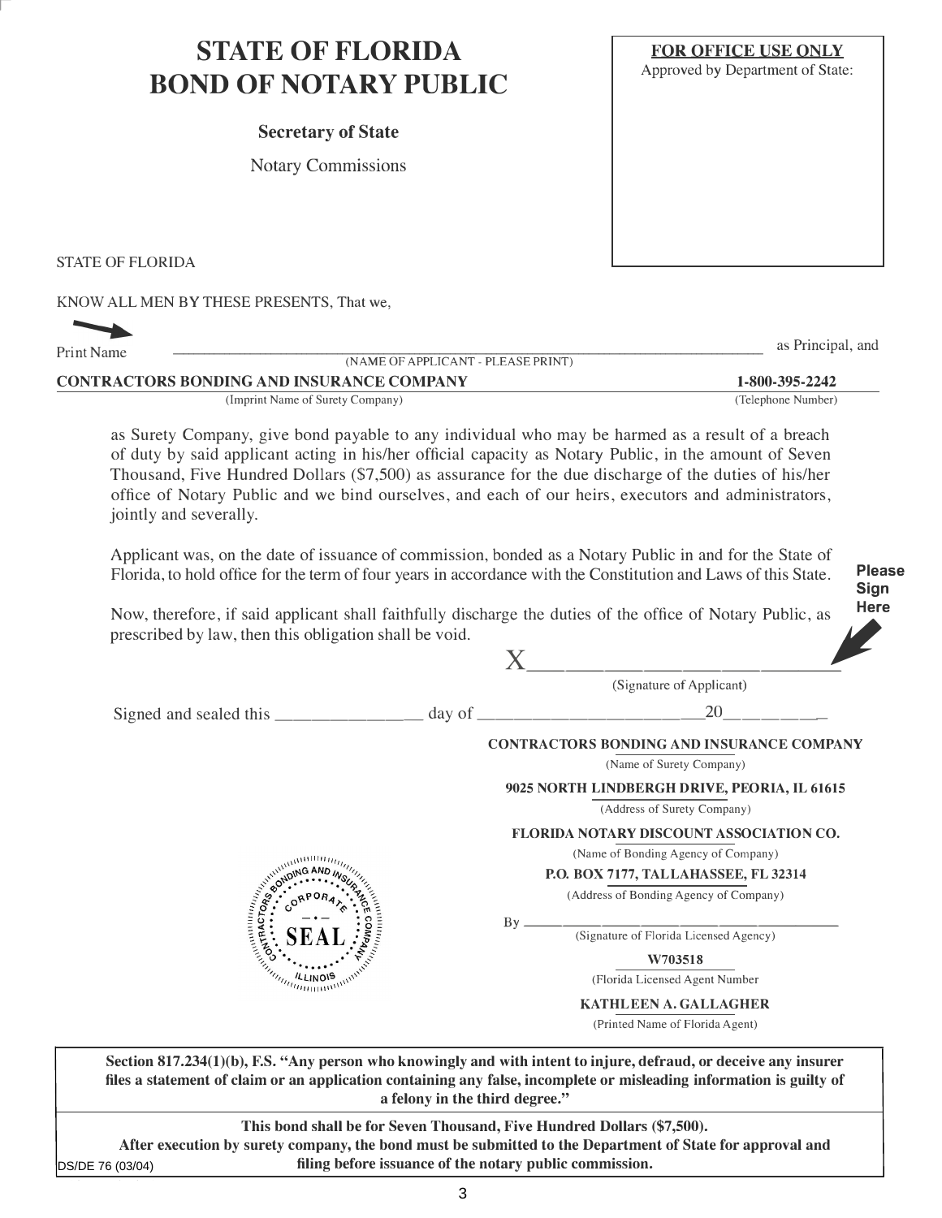# STATE OF FLORIDA
# BOND OF NOTARY PUBLIC

**Secretary of State**

Notary Commissions

**FOR OFFICE USE ONLY**
Approved by Department of State:

STATE OF FLORIDA

KNOW ALL MEN BY THESE PRESENTS, That we,

Print Name ______________________________________________ as Principal, and
(NAME OF APPLICANT - PLEASE PRINT)

**CONTRACTORS BONDING AND INSURANCE COMPANY** **1-800-395-2242**
(Imprint Name of Surety Company) (Telephone Number)

as Surety Company, give bond payable to any individual who may be harmed as a result of a breach of duty by said applicant acting in his/her official capacity as Notary Public, in the amount of Seven Thousand, Five Hundred Dollars ($7,500) as assurance for the due discharge of the duties of his/her office of Notary Public and we bind ourselves, and each of our heirs, executors and administrators, jointly and severally.

Applicant was, on the date of issuance of commission, bonded as a Notary Public in and for the State of Florida, to hold office for the term of four years in accordance with the Constitution and Laws of this State.

Now, therefore, if said applicant shall faithfully discharge the duties of the office of Notary Public, as prescribed by law, then this obligation shall be void.

**Please Sign Here**

X___________________________
(Signature of Applicant)

Signed and sealed this ________________ day of ________________________20__________

**CONTRACTORS BONDING AND INSURANCE COMPANY**
(Name of Surety Company)

**9025 NORTH LINDBERGH DRIVE, PEORIA, IL 61615**
(Address of Surety Company)

**FLORIDA NOTARY DISCOUNT ASSOCIATION CO.**
(Name of Bonding Agency of Company)

**P.O. BOX 7177, TALLAHASSEE, FL 32314**
(Address of Bonding Agency of Company)

By ________________________________________
(Signature of Florida Licensed Agency)

**W703518**
(Florida Licensed Agent Number

**KATHLEEN A. GALLAGHER**
(Printed Name of Florida Agent)

CONTRACTORS BONDING AND INSURANCE COMPANY CORPORATE SEAL ILLINOIS

**Section 817.234(1)(b), F.S. "Any person who knowingly and with intent to injure, defraud, or deceive any insurer files a statement of claim or an application containing any false, incomplete or misleading information is guilty of a felony in the third degree."**

**This bond shall be for Seven Thousand, Five Hundred Dollars ($7,500).**
**After execution by surety company, the bond must be submitted to the Department of State for approval and filing before issuance of the notary public commission.**

DS/DE 76 (03/04)